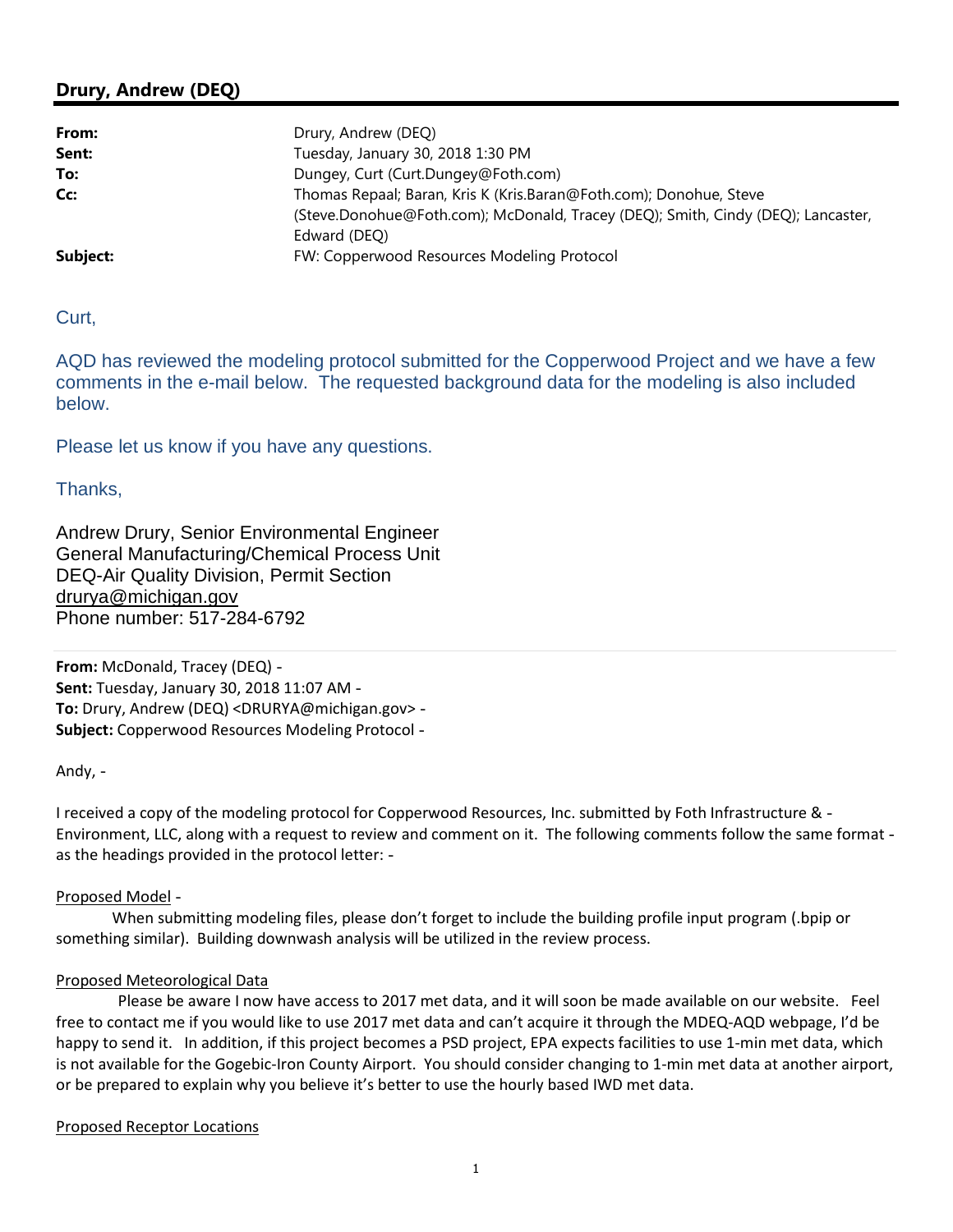## Drury, Andrew (DEQ)

| | |
|---|---|
| **From:** | Drury, Andrew (DEQ) |
| **Sent:** | Tuesday, January 30, 2018 1:30 PM |
| **To:** | Dungey, Curt (Curt.Dungey@Foth.com) |
| **Cc:** | Thomas Repaal; Baran, Kris K (Kris.Baran@Foth.com); Donohue, Steve (Steve.Donohue@Foth.com); McDonald, Tracey (DEQ); Smith, Cindy (DEQ); Lancaster, Edward (DEQ) |
| **Subject:** | FW: Copperwood Resources Modeling Protocol |

Curt,

AQD has reviewed the modeling protocol submitted for the Copperwood Project and we have a few comments in the e-mail below. The requested background data for the modeling is also included below.

Please let us know if you have any questions.

Thanks,

Andrew Drury, Senior Environmental Engineer
General Manufacturing/Chemical Process Unit
DEQ-Air Quality Division, Permit Section
drurya@michigan.gov
Phone number: 517-284-6792

---

**From:** McDonald, Tracey (DEQ) -
**Sent:** Tuesday, January 30, 2018 11:07 AM -
**To:** Drury, Andrew (DEQ) <DRURYA@michigan.gov> -
**Subject:** Copperwood Resources Modeling Protocol -

Andy, -

I received a copy of the modeling protocol for Copperwood Resources, Inc. submitted by Foth Infrastructure & - Environment, LLC, along with a request to review and comment on it. The following comments follow the same format - as the headings provided in the protocol letter: -

Proposed Model -

When submitting modeling files, please don't forget to include the building profile input program (.bpip or something similar). Building downwash analysis will be utilized in the review process.

Proposed Meteorological Data

Please be aware I now have access to 2017 met data, and it will soon be made available on our website. Feel free to contact me if you would like to use 2017 met data and can't acquire it through the MDEQ-AQD webpage, I'd be happy to send it. In addition, if this project becomes a PSD project, EPA expects facilities to use 1-min met data, which is not available for the Gogebic-Iron County Airport. You should consider changing to 1-min met data at another airport, or be prepared to explain why you believe it's better to use the hourly based IWD met data.

Proposed Receptor Locations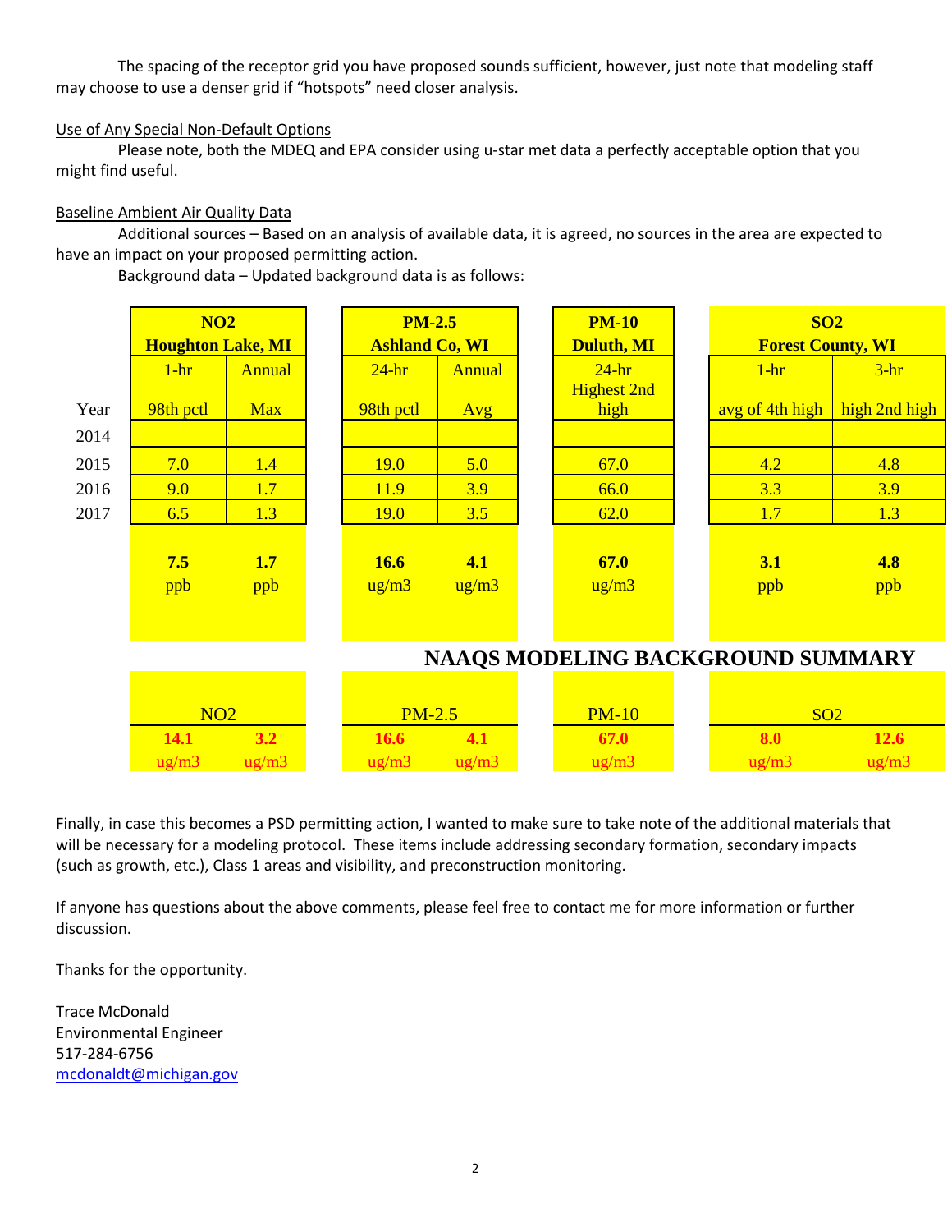The spacing of the receptor grid you have proposed sounds sufficient, however, just note that modeling staff may choose to use a denser grid if "hotspots" need closer analysis.

Use of Any Special Non-Default Options

Please note, both the MDEQ and EPA consider using u-star met data a perfectly acceptable option that you might find useful.

Baseline Ambient Air Quality Data

Additional sources – Based on an analysis of available data, it is agreed, no sources in the area are expected to have an impact on your proposed permitting action.

Background data – Updated background data is as follows:

| | NO2 Houghton Lake, MI | | PM-2.5 Ashland Co, WI | | PM-10 Duluth, MI | SO2 Forest County, WI | |
|---|---|---|---|---|---|---|---|
| | 1-hr | Annual | 24-hr | Annual | 24-hr | 1-hr | 3-hr |
| Year | 98th pctl | Max | 98th pctl | Avg | Highest 2nd high | avg of 4th high | high 2nd high |
| 2014 | | | | | | | |
| 2015 | 7.0 | 1.4 | 19.0 | 5.0 | 67.0 | 4.2 | 4.8 |
| 2016 | 9.0 | 1.7 | 11.9 | 3.9 | 66.0 | 3.3 | 3.9 |
| 2017 | 6.5 | 1.3 | 19.0 | 3.5 | 62.0 | 1.7 | 1.3 |
| | **7.5** ppb | **1.7** ppb | **16.6** ug/m3 | **4.1** ug/m3 | **67.0** ug/m3 | **3.1** ppb | **4.8** ppb |

**NAAQS MODELING BACKGROUND SUMMARY**

| NO2 | | PM-2.5 | | PM-10 | SO2 | |
|---|---|---|---|---|---|---|
| **14.1** ug/m3 | **3.2** ug/m3 | **16.6** ug/m3 | **4.1** ug/m3 | **67.0** ug/m3 | **8.0** ug/m3 | **12.6** ug/m3 |

Finally, in case this becomes a PSD permitting action, I wanted to make sure to take note of the additional materials that will be necessary for a modeling protocol. These items include addressing secondary formation, secondary impacts (such as growth, etc.), Class 1 areas and visibility, and preconstruction monitoring.

If anyone has questions about the above comments, please feel free to contact me for more information or further discussion.

Thanks for the opportunity.

Trace McDonald
Environmental Engineer
517-284-6756
mcdonaldt@michigan.gov